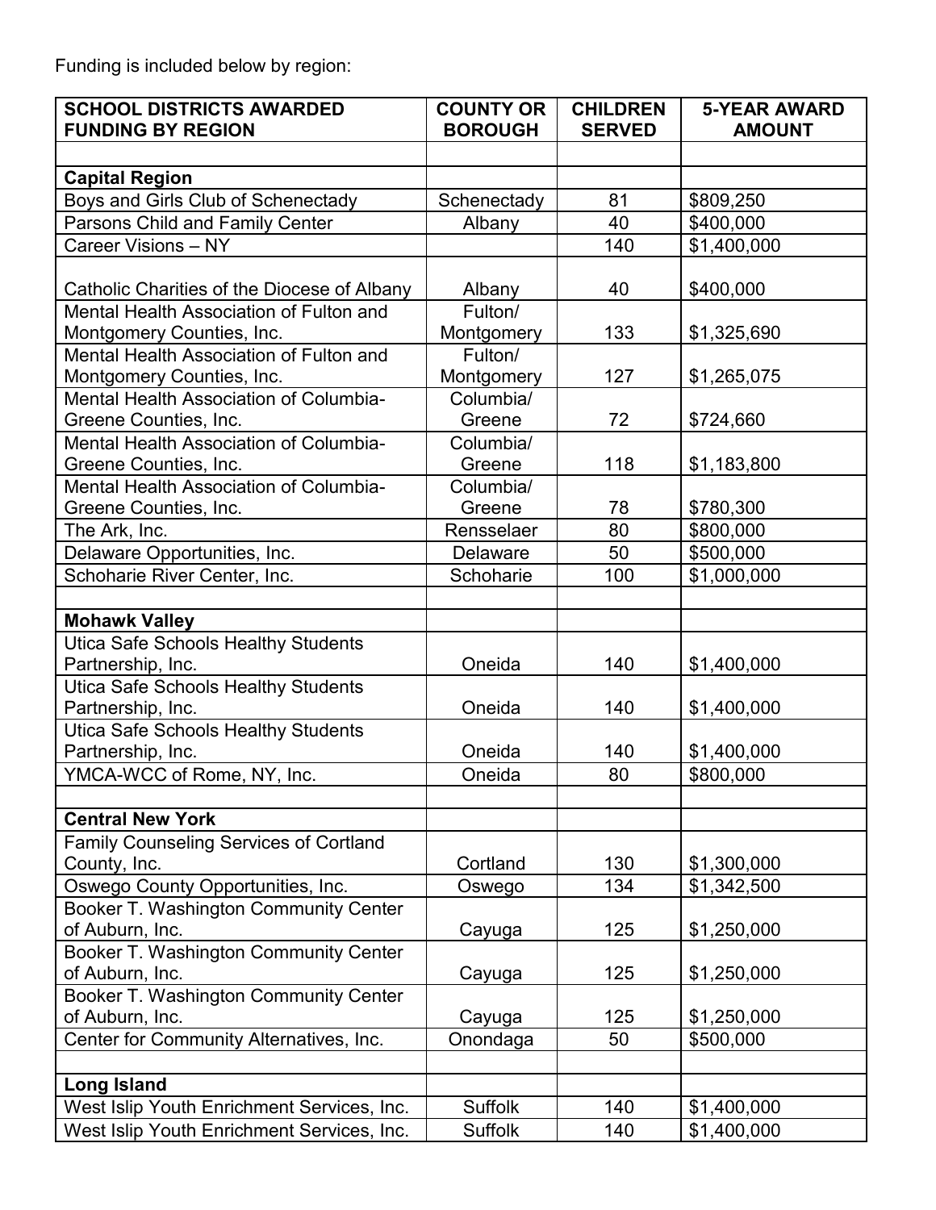Funding is included below by region:

| SCHOOL DISTRICTS AWARDED FUNDING BY REGION | COUNTY OR BOROUGH | CHILDREN SERVED | 5-YEAR AWARD AMOUNT |
|---|---|---|---|
| | | | |
| **Capital Region** | | | |
| Boys and Girls Club of Schenectady | Schenectady | 81 | $809,250 |
| Parsons Child and Family Center | Albany | 40 | $400,000 |
| Career Visions – NY | | 140 | $1,400,000 |
| Catholic Charities of the Diocese of Albany | Albany | 40 | $400,000 |
| Mental Health Association of Fulton and Montgomery Counties, Inc. | Fulton/ Montgomery | 133 | $1,325,690 |
| Mental Health Association of Fulton and Montgomery Counties, Inc. | Fulton/ Montgomery | 127 | $1,265,075 |
| Mental Health Association of Columbia-Greene Counties, Inc. | Columbia/ Greene | 72 | $724,660 |
| Mental Health Association of Columbia-Greene Counties, Inc. | Columbia/ Greene | 118 | $1,183,800 |
| Mental Health Association of Columbia-Greene Counties, Inc. | Columbia/ Greene | 78 | $780,300 |
| The Ark, Inc. | Rensselaer | 80 | $800,000 |
| Delaware Opportunities, Inc. | Delaware | 50 | $500,000 |
| Schoharie River Center, Inc. | Schoharie | 100 | $1,000,000 |
| | | | |
| **Mohawk Valley** | | | |
| Utica Safe Schools Healthy Students Partnership, Inc. | Oneida | 140 | $1,400,000 |
| Utica Safe Schools Healthy Students Partnership, Inc. | Oneida | 140 | $1,400,000 |
| Utica Safe Schools Healthy Students Partnership, Inc. | Oneida | 140 | $1,400,000 |
| YMCA-WCC of Rome, NY, Inc. | Oneida | 80 | $800,000 |
| | | | |
| **Central New York** | | | |
| Family Counseling Services of Cortland County, Inc. | Cortland | 130 | $1,300,000 |
| Oswego County Opportunities, Inc. | Oswego | 134 | $1,342,500 |
| Booker T. Washington Community Center of Auburn, Inc. | Cayuga | 125 | $1,250,000 |
| Booker T. Washington Community Center of Auburn, Inc. | Cayuga | 125 | $1,250,000 |
| Booker T. Washington Community Center of Auburn, Inc. | Cayuga | 125 | $1,250,000 |
| Center for Community Alternatives, Inc. | Onondaga | 50 | $500,000 |
| | | | |
| **Long Island** | | | |
| West Islip Youth Enrichment Services, Inc. | Suffolk | 140 | $1,400,000 |
| West Islip Youth Enrichment Services, Inc. | Suffolk | 140 | $1,400,000 |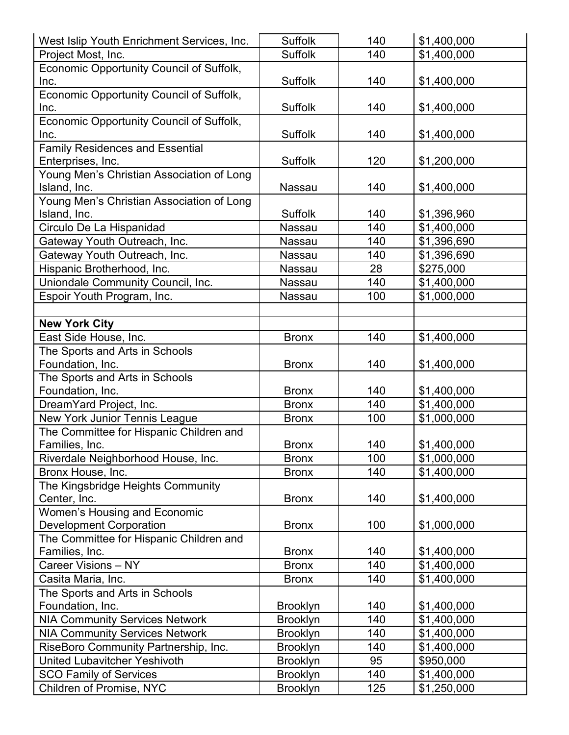| | | | |
|---|---|---|---|
| West Islip Youth Enrichment Services, Inc. | Suffolk | 140 | $1,400,000 |
| Project Most, Inc. | Suffolk | 140 | $1,400,000 |
| Economic Opportunity Council of Suffolk, Inc. | Suffolk | 140 | $1,400,000 |
| Economic Opportunity Council of Suffolk, Inc. | Suffolk | 140 | $1,400,000 |
| Economic Opportunity Council of Suffolk, Inc. | Suffolk | 140 | $1,400,000 |
| Family Residences and Essential Enterprises, Inc. | Suffolk | 120 | $1,200,000 |
| Young Men's Christian Association of Long Island, Inc. | Nassau | 140 | $1,400,000 |
| Young Men's Christian Association of Long Island, Inc. | Suffolk | 140 | $1,396,960 |
| Circulo De La Hispanidad | Nassau | 140 | $1,400,000 |
| Gateway Youth Outreach, Inc. | Nassau | 140 | $1,396,690 |
| Gateway Youth Outreach, Inc. | Nassau | 140 | $1,396,690 |
| Hispanic Brotherhood, Inc. | Nassau | 28 | $275,000 |
| Uniondale Community Council, Inc. | Nassau | 140 | $1,400,000 |
| Espoir Youth Program, Inc. | Nassau | 100 | $1,000,000 |
| | | | |
| **New York City** | | | |
| East Side House, Inc. | Bronx | 140 | $1,400,000 |
| The Sports and Arts in Schools Foundation, Inc. | Bronx | 140 | $1,400,000 |
| The Sports and Arts in Schools Foundation, Inc. | Bronx | 140 | $1,400,000 |
| DreamYard Project, Inc. | Bronx | 140 | $1,400,000 |
| New York Junior Tennis League | Bronx | 100 | $1,000,000 |
| The Committee for Hispanic Children and Families, Inc. | Bronx | 140 | $1,400,000 |
| Riverdale Neighborhood House, Inc. | Bronx | 100 | $1,000,000 |
| Bronx House, Inc. | Bronx | 140 | $1,400,000 |
| The Kingsbridge Heights Community Center, Inc. | Bronx | 140 | $1,400,000 |
| Women's Housing and Economic Development Corporation | Bronx | 100 | $1,000,000 |
| The Committee for Hispanic Children and Families, Inc. | Bronx | 140 | $1,400,000 |
| Career Visions – NY | Bronx | 140 | $1,400,000 |
| Casita Maria, Inc. | Bronx | 140 | $1,400,000 |
| The Sports and Arts in Schools Foundation, Inc. | Brooklyn | 140 | $1,400,000 |
| NIA Community Services Network | Brooklyn | 140 | $1,400,000 |
| NIA Community Services Network | Brooklyn | 140 | $1,400,000 |
| RiseBoro Community Partnership, Inc. | Brooklyn | 140 | $1,400,000 |
| United Lubavitcher Yeshivoth | Brooklyn | 95 | $950,000 |
| SCO Family of Services | Brooklyn | 140 | $1,400,000 |
| Children of Promise, NYC | Brooklyn | 125 | $1,250,000 |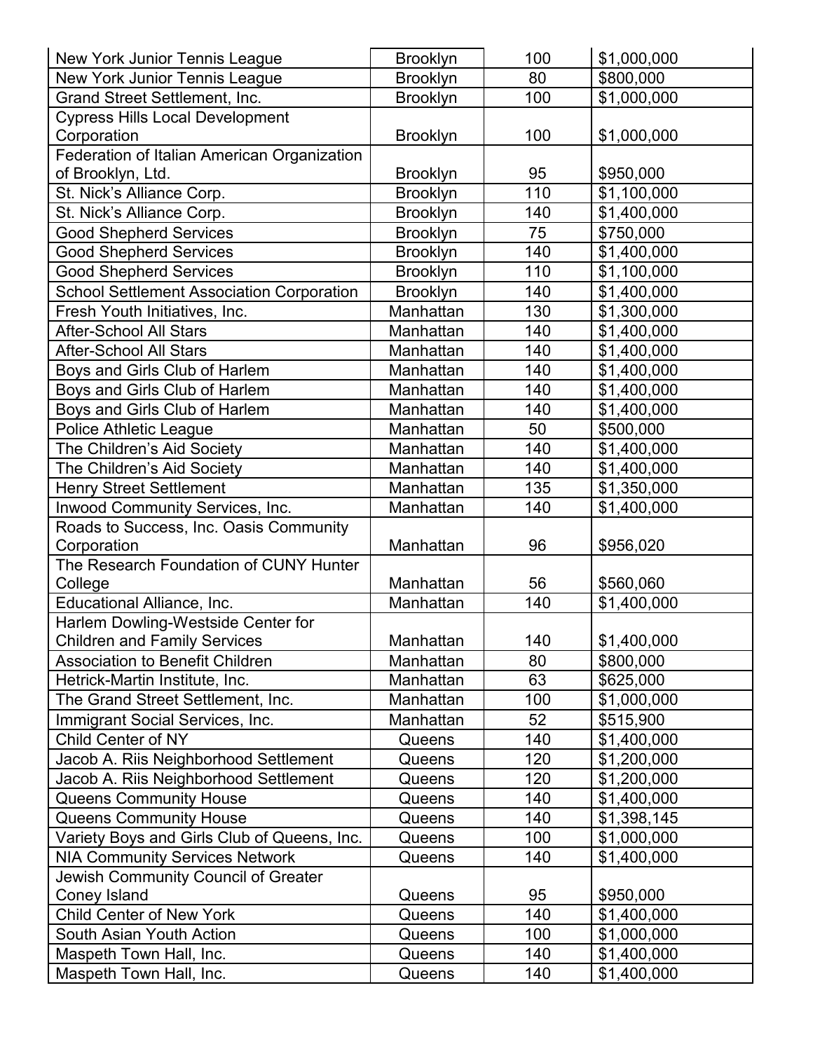| New York Junior Tennis League | Brooklyn | 100 | $1,000,000 |
|---|---|---|---|
| New York Junior Tennis League | Brooklyn | 80 | $800,000 |
| Grand Street Settlement, Inc. | Brooklyn | 100 | $1,000,000 |
| Cypress Hills Local Development Corporation | Brooklyn | 100 | $1,000,000 |
| Federation of Italian American Organization of Brooklyn, Ltd. | Brooklyn | 95 | $950,000 |
| St. Nick's Alliance Corp. | Brooklyn | 110 | $1,100,000 |
| St. Nick's Alliance Corp. | Brooklyn | 140 | $1,400,000 |
| Good Shepherd Services | Brooklyn | 75 | $750,000 |
| Good Shepherd Services | Brooklyn | 140 | $1,400,000 |
| Good Shepherd Services | Brooklyn | 110 | $1,100,000 |
| School Settlement Association Corporation | Brooklyn | 140 | $1,400,000 |
| Fresh Youth Initiatives, Inc. | Manhattan | 130 | $1,300,000 |
| After-School All Stars | Manhattan | 140 | $1,400,000 |
| After-School All Stars | Manhattan | 140 | $1,400,000 |
| Boys and Girls Club of Harlem | Manhattan | 140 | $1,400,000 |
| Boys and Girls Club of Harlem | Manhattan | 140 | $1,400,000 |
| Boys and Girls Club of Harlem | Manhattan | 140 | $1,400,000 |
| Police Athletic League | Manhattan | 50 | $500,000 |
| The Children's Aid Society | Manhattan | 140 | $1,400,000 |
| The Children's Aid Society | Manhattan | 140 | $1,400,000 |
| Henry Street Settlement | Manhattan | 135 | $1,350,000 |
| Inwood Community Services, Inc. | Manhattan | 140 | $1,400,000 |
| Roads to Success, Inc. Oasis Community Corporation | Manhattan | 96 | $956,020 |
| The Research Foundation of CUNY Hunter College | Manhattan | 56 | $560,060 |
| Educational Alliance, Inc. | Manhattan | 140 | $1,400,000 |
| Harlem Dowling-Westside Center for Children and Family Services | Manhattan | 140 | $1,400,000 |
| Association to Benefit Children | Manhattan | 80 | $800,000 |
| Hetrick-Martin Institute, Inc. | Manhattan | 63 | $625,000 |
| The Grand Street Settlement, Inc. | Manhattan | 100 | $1,000,000 |
| Immigrant Social Services, Inc. | Manhattan | 52 | $515,900 |
| Child Center of NY | Queens | 140 | $1,400,000 |
| Jacob A. Riis Neighborhood Settlement | Queens | 120 | $1,200,000 |
| Jacob A. Riis Neighborhood Settlement | Queens | 120 | $1,200,000 |
| Queens Community House | Queens | 140 | $1,400,000 |
| Queens Community House | Queens | 140 | $1,398,145 |
| Variety Boys and Girls Club of Queens, Inc. | Queens | 100 | $1,000,000 |
| NIA Community Services Network | Queens | 140 | $1,400,000 |
| Jewish Community Council of Greater Coney Island | Queens | 95 | $950,000 |
| Child Center of New York | Queens | 140 | $1,400,000 |
| South Asian Youth Action | Queens | 100 | $1,000,000 |
| Maspeth Town Hall, Inc. | Queens | 140 | $1,400,000 |
| Maspeth Town Hall, Inc. | Queens | 140 | $1,400,000 |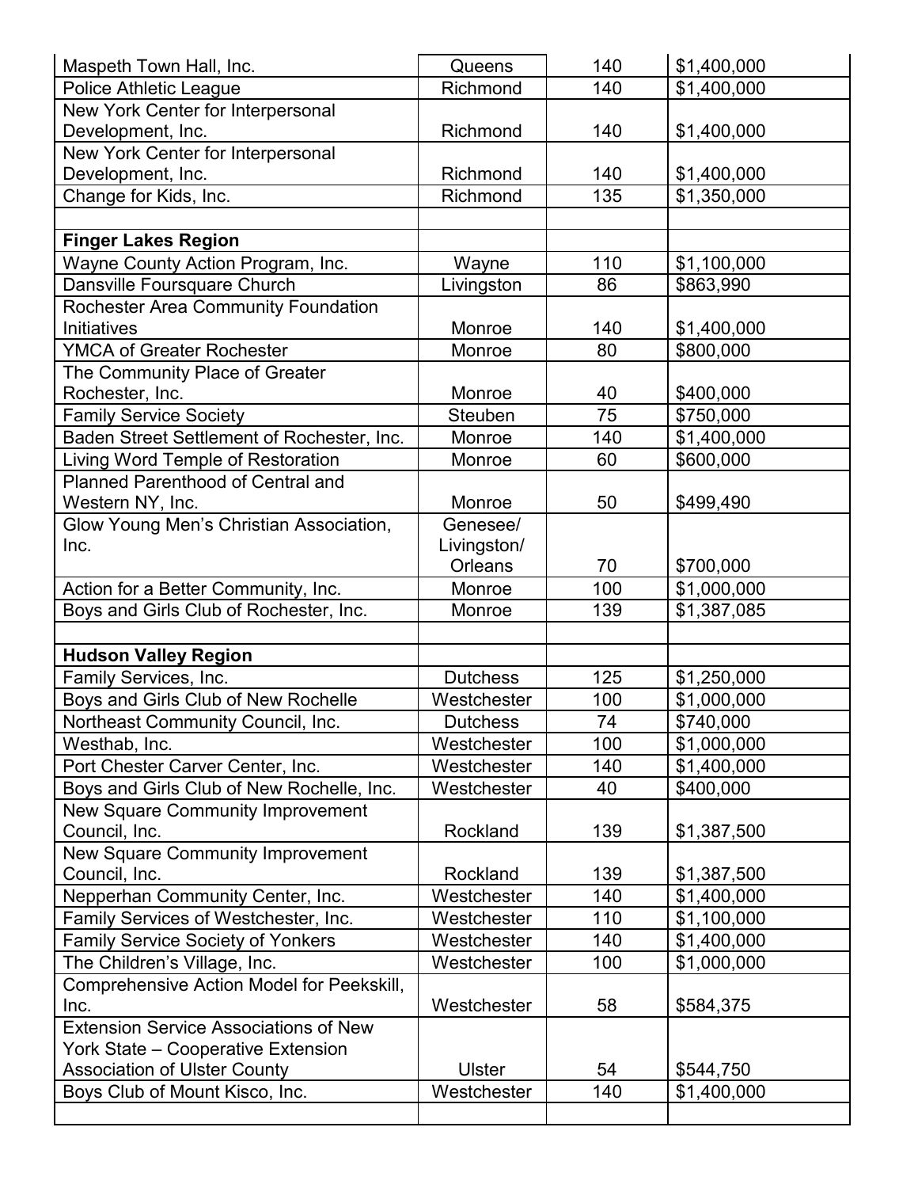| | | | |
|---|---|---|---|
| Maspeth Town Hall, Inc. | Queens | 140 | $1,400,000 |
| Police Athletic League | Richmond | 140 | $1,400,000 |
| New York Center for Interpersonal Development, Inc. | Richmond | 140 | $1,400,000 |
| New York Center for Interpersonal Development, Inc. | Richmond | 140 | $1,400,000 |
| Change for Kids, Inc. | Richmond | 135 | $1,350,000 |
| | | | |
| **Finger Lakes Region** | | | |
| Wayne County Action Program, Inc. | Wayne | 110 | $1,100,000 |
| Dansville Foursquare Church | Livingston | 86 | $863,990 |
| Rochester Area Community Foundation Initiatives | Monroe | 140 | $1,400,000 |
| YMCA of Greater Rochester | Monroe | 80 | $800,000 |
| The Community Place of Greater Rochester, Inc. | Monroe | 40 | $400,000 |
| Family Service Society | Steuben | 75 | $750,000 |
| Baden Street Settlement of Rochester, Inc. | Monroe | 140 | $1,400,000 |
| Living Word Temple of Restoration | Monroe | 60 | $600,000 |
| Planned Parenthood of Central and Western NY, Inc. | Monroe | 50 | $499,490 |
| Glow Young Men's Christian Association, Inc. | Genesee/ Livingston/ Orleans | 70 | $700,000 |
| Action for a Better Community, Inc. | Monroe | 100 | $1,000,000 |
| Boys and Girls Club of Rochester, Inc. | Monroe | 139 | $1,387,085 |
| | | | |
| **Hudson Valley Region** | | | |
| Family Services, Inc. | Dutchess | 125 | $1,250,000 |
| Boys and Girls Club of New Rochelle | Westchester | 100 | $1,000,000 |
| Northeast Community Council, Inc. | Dutchess | 74 | $740,000 |
| Westhab, Inc. | Westchester | 100 | $1,000,000 |
| Port Chester Carver Center, Inc. | Westchester | 140 | $1,400,000 |
| Boys and Girls Club of New Rochelle, Inc. | Westchester | 40 | $400,000 |
| New Square Community Improvement Council, Inc. | Rockland | 139 | $1,387,500 |
| New Square Community Improvement Council, Inc. | Rockland | 139 | $1,387,500 |
| Nepperhan Community Center, Inc. | Westchester | 140 | $1,400,000 |
| Family Services of Westchester, Inc. | Westchester | 110 | $1,100,000 |
| Family Service Society of Yonkers | Westchester | 140 | $1,400,000 |
| The Children's Village, Inc. | Westchester | 100 | $1,000,000 |
| Comprehensive Action Model for Peekskill, Inc. | Westchester | 58 | $584,375 |
| Extension Service Associations of New York State – Cooperative Extension Association of Ulster County | Ulster | 54 | $544,750 |
| Boys Club of Mount Kisco, Inc. | Westchester | 140 | $1,400,000 |
| | | | |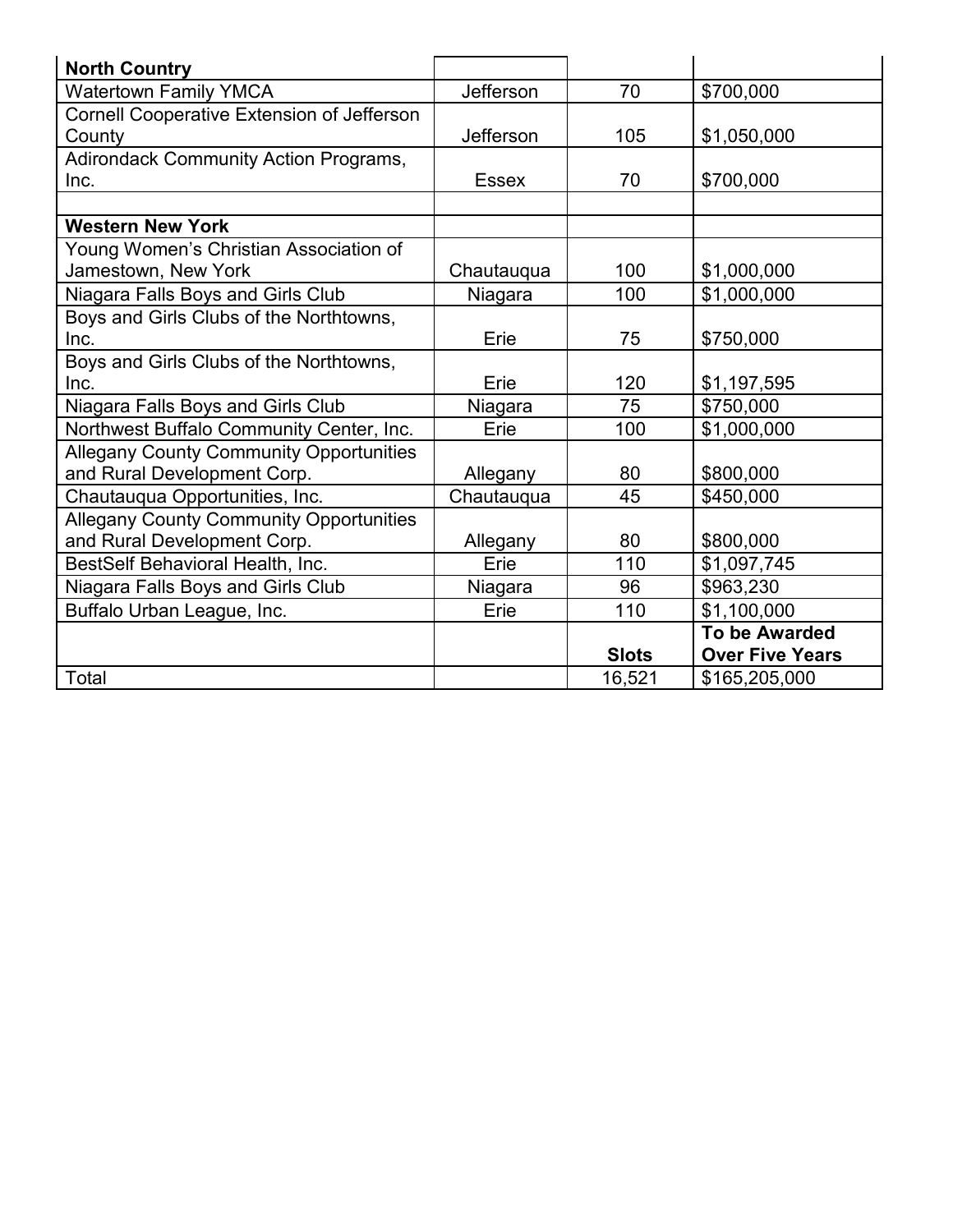| | | | |
|---|---|---|---|
| **North Country** | | | |
| Watertown Family YMCA | Jefferson | 70 | $700,000 |
| Cornell Cooperative Extension of Jefferson County | Jefferson | 105 | $1,050,000 |
| Adirondack Community Action Programs, Inc. | Essex | 70 | $700,000 |
| | | | |
| **Western New York** | | | |
| Young Women's Christian Association of Jamestown, New York | Chautauqua | 100 | $1,000,000 |
| Niagara Falls Boys and Girls Club | Niagara | 100 | $1,000,000 |
| Boys and Girls Clubs of the Northtowns, Inc. | Erie | 75 | $750,000 |
| Boys and Girls Clubs of the Northtowns, Inc. | Erie | 120 | $1,197,595 |
| Niagara Falls Boys and Girls Club | Niagara | 75 | $750,000 |
| Northwest Buffalo Community Center, Inc. | Erie | 100 | $1,000,000 |
| Allegany County Community Opportunities and Rural Development Corp. | Allegany | 80 | $800,000 |
| Chautauqua Opportunities, Inc. | Chautauqua | 45 | $450,000 |
| Allegany County Community Opportunities and Rural Development Corp. | Allegany | 80 | $800,000 |
| BestSelf Behavioral Health, Inc. | Erie | 110 | $1,097,745 |
| Niagara Falls Boys and Girls Club | Niagara | 96 | $963,230 |
| Buffalo Urban League, Inc. | Erie | 110 | $1,100,000 |
| | | **Slots** | **To be Awarded Over Five Years** |
| Total | | 16,521 | $165,205,000 |